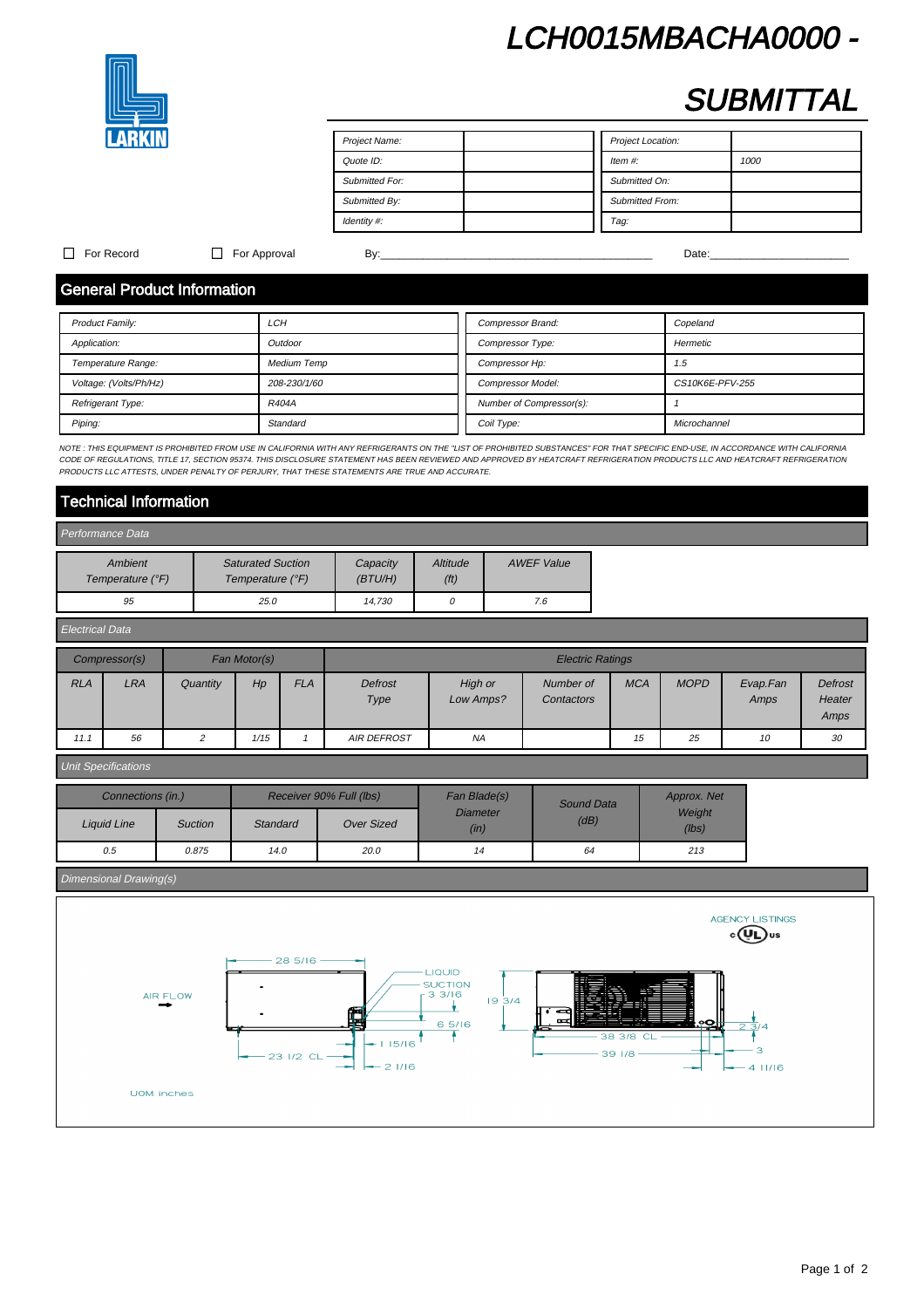# LCH0015MBACHA0000 - SUBMITTAL

LARKIN

| Project Name: | | Project Location: | |
|---|---|---|---|
| Quote ID: | | Item #: | 1000 |
| Submitted For: | | Submitted On: | |
| Submitted By: | | Submitted From: | |
| Identity #: | | Tag: | |

☐ For Record ☐ For Approval By:\_\_\_\_\_\_\_\_\_\_\_\_\_\_\_\_\_\_\_\_\_\_\_\_\_\_\_\_\_\_\_\_\_\_\_\_\_\_\_\_\_\_ Date:\_\_\_\_\_\_\_\_\_\_\_\_\_\_\_\_\_\_\_\_\_\_

## General Product Information

| Product Family: | LCH | Compressor Brand: | Copeland |
|---|---|---|---|
| Application: | Outdoor | Compressor Type: | Hermetic |
| Temperature Range: | Medium Temp | Compressor Hp: | 1.5 |
| Voltage: (Volts/Ph/Hz) | 208-230/1/60 | Compressor Model: | CS10K6E-PFV-255 |
| Refrigerant Type: | R404A | Number of Compressor(s): | 1 |
| Piping: | Standard | Coil Type: | Microchannel |

*NOTE : THIS EQUIPMENT IS PROHIBITED FROM USE IN CALIFORNIA WITH ANY REFRIGERANTS ON THE "LIST OF PROHIBITED SUBSTANCES" FOR THAT SPECIFIC END-USE, IN ACCORDANCE WITH CALIFORNIA CODE OF REGULATIONS, TITLE 17, SECTION 95374. THIS DISCLOSURE STATEMENT HAS BEEN REVIEWED AND APPROVED BY HEATCRAFT REFRIGERATION PRODUCTS LLC AND HEATCRAFT REFRIGERATION PRODUCTS LLC ATTESTS, UNDER PENALTY OF PERJURY, THAT THESE STATEMENTS ARE TRUE AND ACCURATE.*

## Technical Information

### Performance Data

| Ambient Temperature (°F) | Saturated Suction Temperature (°F) | Capacity (BTU/H) | Altitude (ft) | AWEF Value |
|---|---|---|---|---|
| 95 | 25.0 | 14,730 | 0 | 7.6 |

### Electrical Data

| Compressor(s) | | Fan Motor(s) | | | Electric Ratings | | | | | | |
|---|---|---|---|---|---|---|---|---|---|---|---|
| RLA | LRA | Quantity | Hp | FLA | Defrost Type | High or Low Amps? | Number of Contactors | MCA | MOPD | Evap.Fan Amps | Defrost Heater Amps |
| 11.1 | 56 | 2 | 1/15 | 1 | AIR DEFROST | NA | | 15 | 25 | 10 | 30 |

### Unit Specifications

| Connections (in.) | | Receiver 90% Full (lbs) | | Fan Blade(s) Diameter (in) | Sound Data (dB) | Approx. Net Weight (lbs) |
|---|---|---|---|---|---|---|
| Liquid Line | Suction | Standard | Over Sized | | | |
| 0.5 | 0.875 | 14.0 | 20.0 | 14 | 64 | 213 |

### Dimensional Drawing(s)

AGENCY LISTINGS: c UL us

AIR FLOW

28 5/16; LIQUID; SUCTION; 3 3/16; 19 3/4; 6 5/16; 1 15/16; 23 1/2 CL; 2 1/16; 38 3/8 CL; 39 1/8; 2 3/4; 3; 4 11/16

UOM: inches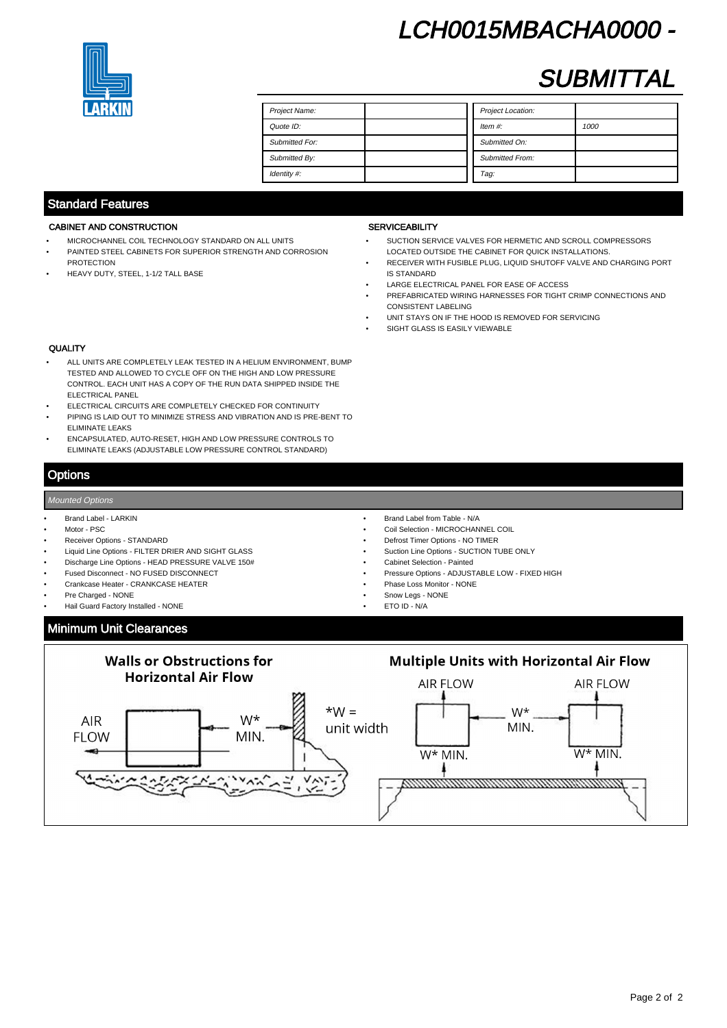# LCH0015MBACHA0000 - SUBMITTAL

| Project Name: | | Project Location: | |
|---|---|---|---|
| Quote ID: | | Item #: | 1000 |
| Submitted For: | | Submitted On: | |
| Submitted By: | | Submitted From: | |
| Identity #: | | Tag: | |

## Standard Features

### CABINET AND CONSTRUCTION

- MICROCHANNEL COIL TECHNOLOGY STANDARD ON ALL UNITS
- PAINTED STEEL CABINETS FOR SUPERIOR STRENGTH AND CORROSION PROTECTION
- HEAVY DUTY, STEEL, 1-1/2 TALL BASE

### SERVICEABILITY

- SUCTION SERVICE VALVES FOR HERMETIC AND SCROLL COMPRESSORS LOCATED OUTSIDE THE CABINET FOR QUICK INSTALLATIONS.
- RECEIVER WITH FUSIBLE PLUG, LIQUID SHUTOFF VALVE AND CHARGING PORT IS STANDARD
- LARGE ELECTRICAL PANEL FOR EASE OF ACCESS
- PREFABRICATED WIRING HARNESSES FOR TIGHT CRIMP CONNECTIONS AND CONSISTENT LABELING
- UNIT STAYS ON IF THE HOOD IS REMOVED FOR SERVICING
- SIGHT GLASS IS EASILY VIEWABLE

### QUALITY

- ALL UNITS ARE COMPLETELY LEAK TESTED IN A HELIUM ENVIRONMENT, BUMP TESTED AND ALLOWED TO CYCLE OFF ON THE HIGH AND LOW PRESSURE CONTROL. EACH UNIT HAS A COPY OF THE RUN DATA SHIPPED INSIDE THE ELECTRICAL PANEL
- ELECTRICAL CIRCUITS ARE COMPLETELY CHECKED FOR CONTINUITY
- PIPING IS LAID OUT TO MINIMIZE STRESS AND VIBRATION AND IS PRE-BENT TO ELIMINATE LEAKS
- ENCAPSULATED, AUTO-RESET, HIGH AND LOW PRESSURE CONTROLS TO ELIMINATE LEAKS (ADJUSTABLE LOW PRESSURE CONTROL STANDARD)

## Options

*Mounted Options*

- Brand Label - LARKIN
- Motor - PSC
- Receiver Options - STANDARD
- Liquid Line Options - FILTER DRIER AND SIGHT GLASS
- Discharge Line Options - HEAD PRESSURE VALVE 150#
- Fused Disconnect - NO FUSED DISCONNECT
- Crankcase Heater - CRANKCASE HEATER
- Pre Charged - NONE
- Hail Guard Factory Installed - NONE
- Brand Label from Table - N/A
- Coil Selection - MICROCHANNEL COIL
- Defrost Timer Options - NO TIMER
- Suction Line Options - SUCTION TUBE ONLY
- Cabinet Selection - Painted
- Pressure Options - ADJUSTABLE LOW - FIXED HIGH
- Phase Loss Monitor - NONE
- Snow Legs - NONE
- ETO ID - N/A

## Minimum Unit Clearances

**Walls or Obstructions for Horizontal Air Flow**

AIR FLOW

W* MIN.

*W = unit width

**Multiple Units with Horizontal Air Flow**

AIR FLOW

AIR FLOW

W* MIN.

W* MIN.

W* MIN.